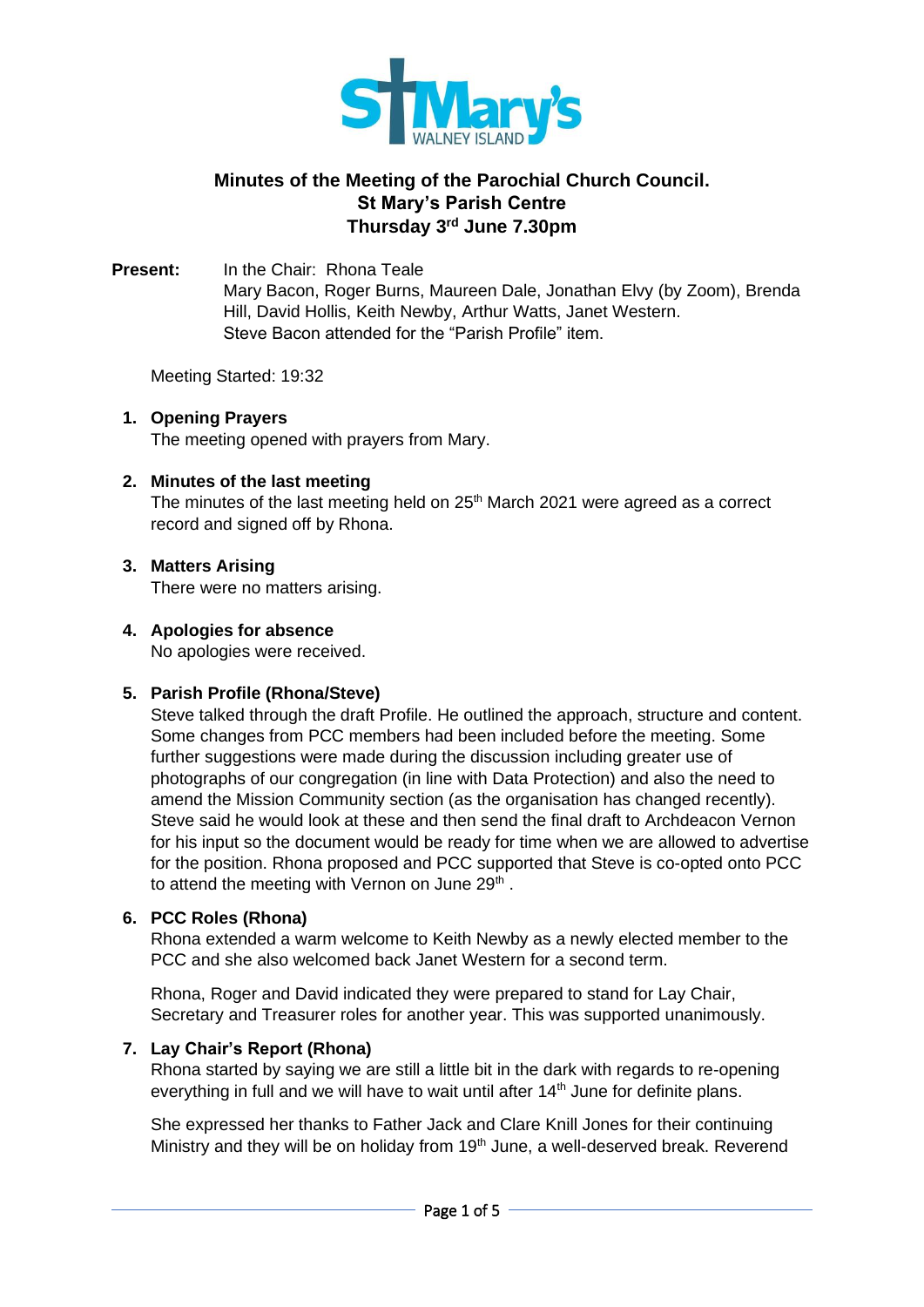St Mary's WALNEY ISLAND

# Minutes of the Meeting of the Parochial Church Council.
## St Mary's Parish Centre
## Thursday 3rd June 7.30pm

**Present:** In the Chair: Rhona Teale
Mary Bacon, Roger Burns, Maureen Dale, Jonathan Elvy (by Zoom), Brenda Hill, David Hollis, Keith Newby, Arthur Watts, Janet Western.
Steve Bacon attended for the "Parish Profile" item.

Meeting Started: 19:32

1. **Opening Prayers**
   The meeting opened with prayers from Mary.

2. **Minutes of the last meeting**
   The minutes of the last meeting held on 25th March 2021 were agreed as a correct record and signed off by Rhona.

3. **Matters Arising**
   There were no matters arising.

4. **Apologies for absence**
   No apologies were received.

5. **Parish Profile (Rhona/Steve)**
   Steve talked through the draft Profile. He outlined the approach, structure and content. Some changes from PCC members had been included before the meeting. Some further suggestions were made during the discussion including greater use of photographs of our congregation (in line with Data Protection) and also the need to amend the Mission Community section (as the organisation has changed recently). Steve said he would look at these and then send the final draft to Archdeacon Vernon for his input so the document would be ready for time when we are allowed to advertise for the position. Rhona proposed and PCC supported that Steve is co-opted onto PCC to attend the meeting with Vernon on June 29th .

6. **PCC Roles (Rhona)**
   Rhona extended a warm welcome to Keith Newby as a newly elected member to the PCC and she also welcomed back Janet Western for a second term.

   Rhona, Roger and David indicated they were prepared to stand for Lay Chair, Secretary and Treasurer roles for another year. This was supported unanimously.

7. **Lay Chair's Report (Rhona)**
   Rhona started by saying we are still a little bit in the dark with regards to re-opening everything in full and we will have to wait until after 14th June for definite plans.

   She expressed her thanks to Father Jack and Clare Knill Jones for their continuing Ministry and they will be on holiday from 19th June, a well-deserved break. Reverend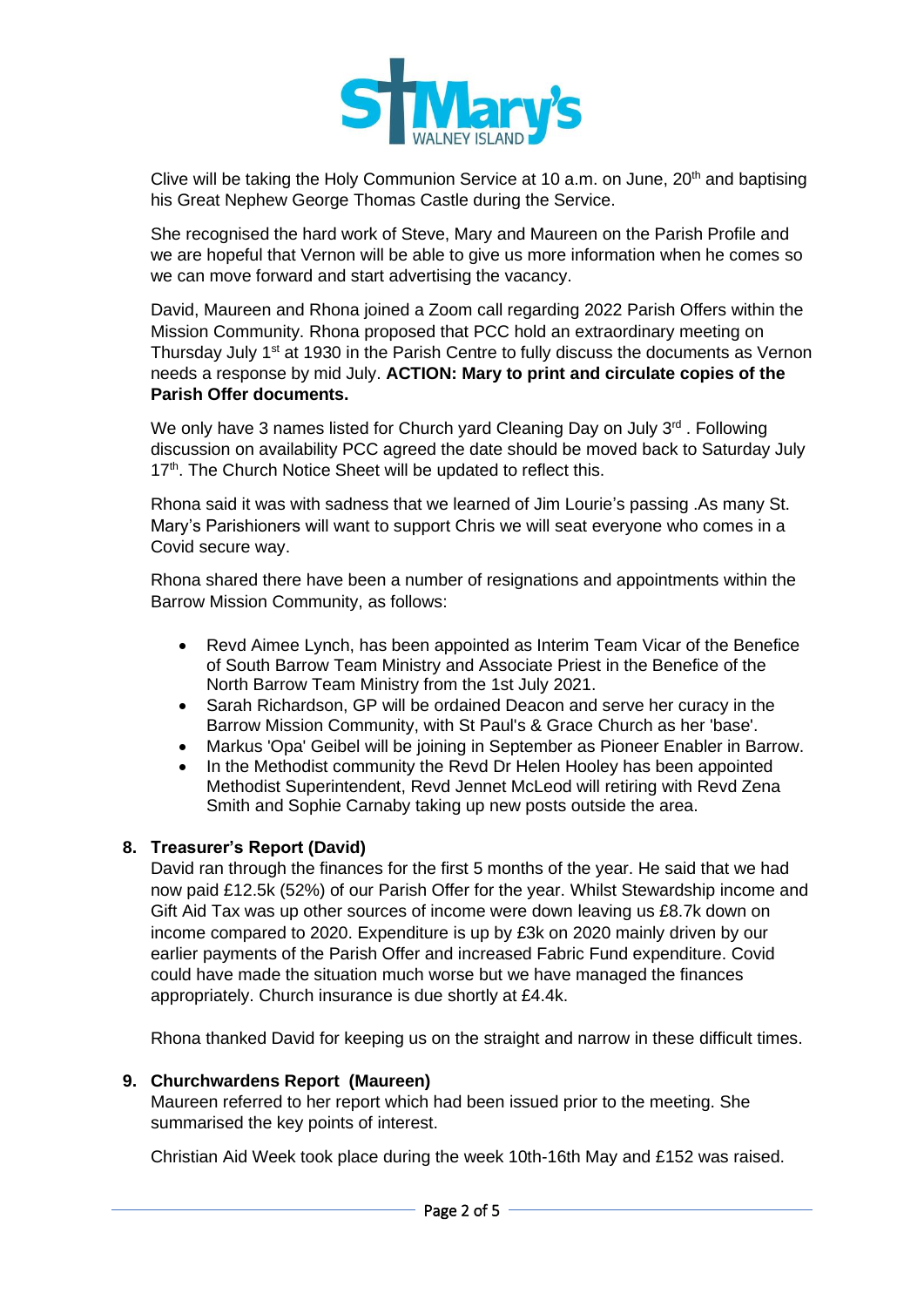Clive will be taking the Holy Communion Service at 10 a.m. on June, 20th and baptising his Great Nephew George Thomas Castle during the Service.

She recognised the hard work of Steve, Mary and Maureen on the Parish Profile and we are hopeful that Vernon will be able to give us more information when he comes so we can move forward and start advertising the vacancy.

David, Maureen and Rhona joined a Zoom call regarding 2022 Parish Offers within the Mission Community. Rhona proposed that PCC hold an extraordinary meeting on Thursday July 1st at 1930 in the Parish Centre to fully discuss the documents as Vernon needs a response by mid July. **ACTION: Mary to print and circulate copies of the Parish Offer documents.**

We only have 3 names listed for Church yard Cleaning Day on July 3rd . Following discussion on availability PCC agreed the date should be moved back to Saturday July 17th. The Church Notice Sheet will be updated to reflect this.

Rhona said it was with sadness that we learned of Jim Lourie's passing .As many St. Mary's Parishioners will want to support Chris we will seat everyone who comes in a Covid secure way.

Rhona shared there have been a number of resignations and appointments within the Barrow Mission Community, as follows:

- Revd Aimee Lynch, has been appointed as Interim Team Vicar of the Benefice of South Barrow Team Ministry and Associate Priest in the Benefice of the North Barrow Team Ministry from the 1st July 2021.
- Sarah Richardson, GP will be ordained Deacon and serve her curacy in the Barrow Mission Community, with St Paul's & Grace Church as her 'base'.
- Markus 'Opa' Geibel will be joining in September as Pioneer Enabler in Barrow.
- In the Methodist community the Revd Dr Helen Hooley has been appointed Methodist Superintendent, Revd Jennet McLeod will retiring with Revd Zena Smith and Sophie Carnaby taking up new posts outside the area.

## 8. Treasurer's Report (David)

David ran through the finances for the first 5 months of the year. He said that we had now paid £12.5k (52%) of our Parish Offer for the year. Whilst Stewardship income and Gift Aid Tax was up other sources of income were down leaving us £8.7k down on income compared to 2020. Expenditure is up by £3k on 2020 mainly driven by our earlier payments of the Parish Offer and increased Fabric Fund expenditure. Covid could have made the situation much worse but we have managed the finances appropriately. Church insurance is due shortly at £4.4k.

Rhona thanked David for keeping us on the straight and narrow in these difficult times.

## 9. Churchwardens Report (Maureen)

Maureen referred to her report which had been issued prior to the meeting. She summarised the key points of interest.

Christian Aid Week took place during the week 10th-16th May and £152 was raised.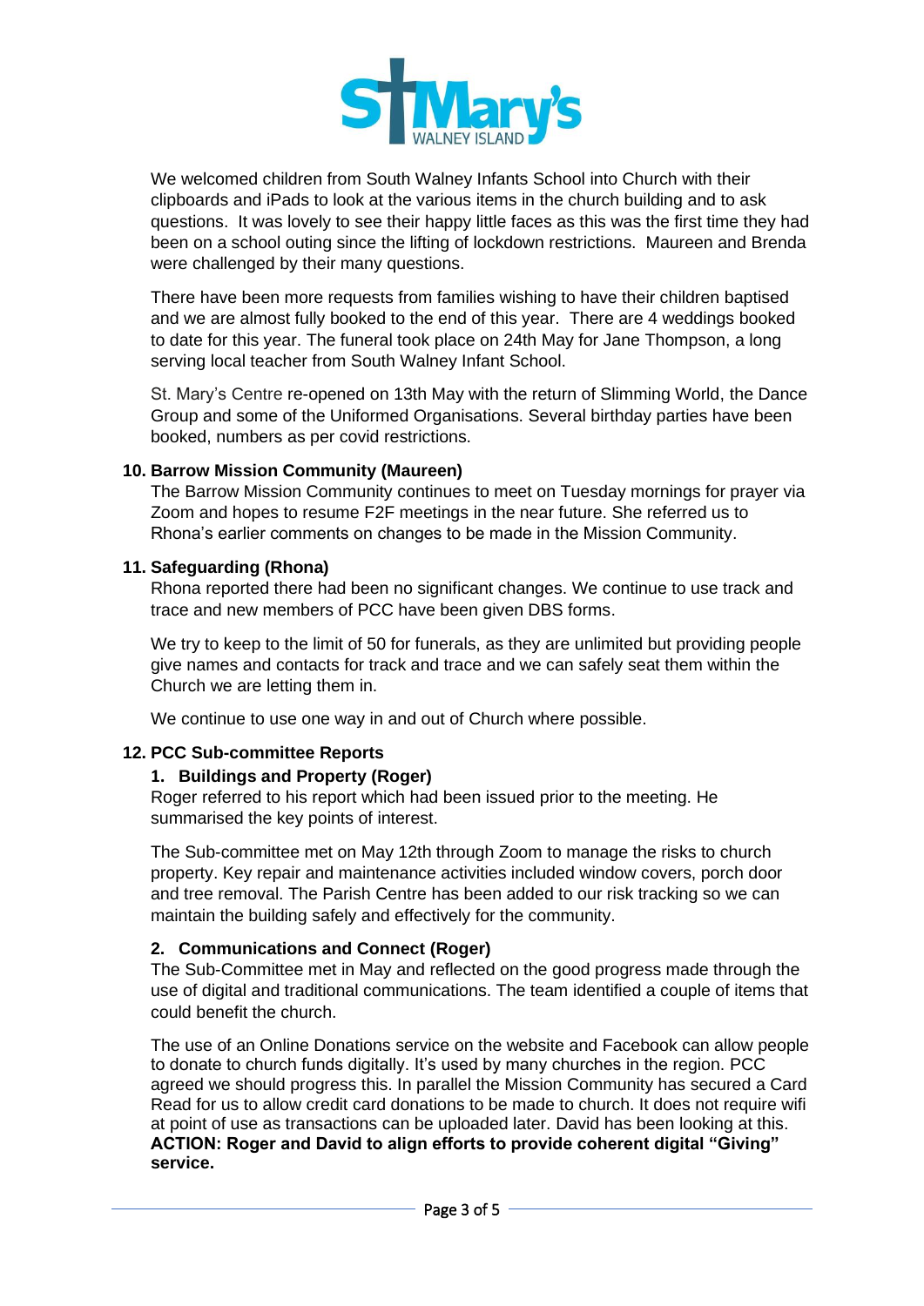We welcomed children from South Walney Infants School into Church with their clipboards and iPads to look at the various items in the church building and to ask questions. It was lovely to see their happy little faces as this was the first time they had been on a school outing since the lifting of lockdown restrictions. Maureen and Brenda were challenged by their many questions.

There have been more requests from families wishing to have their children baptised and we are almost fully booked to the end of this year. There are 4 weddings booked to date for this year. The funeral took place on 24th May for Jane Thompson, a long serving local teacher from South Walney Infant School.

St. Mary's Centre re-opened on 13th May with the return of Slimming World, the Dance Group and some of the Uniformed Organisations. Several birthday parties have been booked, numbers as per covid restrictions.

**10. Barrow Mission Community (Maureen)**

The Barrow Mission Community continues to meet on Tuesday mornings for prayer via Zoom and hopes to resume F2F meetings in the near future. She referred us to Rhona's earlier comments on changes to be made in the Mission Community.

**11. Safeguarding (Rhona)**

Rhona reported there had been no significant changes. We continue to use track and trace and new members of PCC have been given DBS forms.

We try to keep to the limit of 50 for funerals, as they are unlimited but providing people give names and contacts for track and trace and we can safely seat them within the Church we are letting them in.

We continue to use one way in and out of Church where possible.

**12. PCC Sub-committee Reports**

**1. Buildings and Property (Roger)**

Roger referred to his report which had been issued prior to the meeting. He summarised the key points of interest.

The Sub-committee met on May 12th through Zoom to manage the risks to church property. Key repair and maintenance activities included window covers, porch door and tree removal. The Parish Centre has been added to our risk tracking so we can maintain the building safely and effectively for the community.

**2. Communications and Connect (Roger)**

The Sub-Committee met in May and reflected on the good progress made through the use of digital and traditional communications. The team identified a couple of items that could benefit the church.

The use of an Online Donations service on the website and Facebook can allow people to donate to church funds digitally. It's used by many churches in the region. PCC agreed we should progress this. In parallel the Mission Community has secured a Card Read for us to allow credit card donations to be made to church. It does not require wifi at point of use as transactions can be uploaded later. David has been looking at this.
**ACTION: Roger and David to align efforts to provide coherent digital "Giving" service.**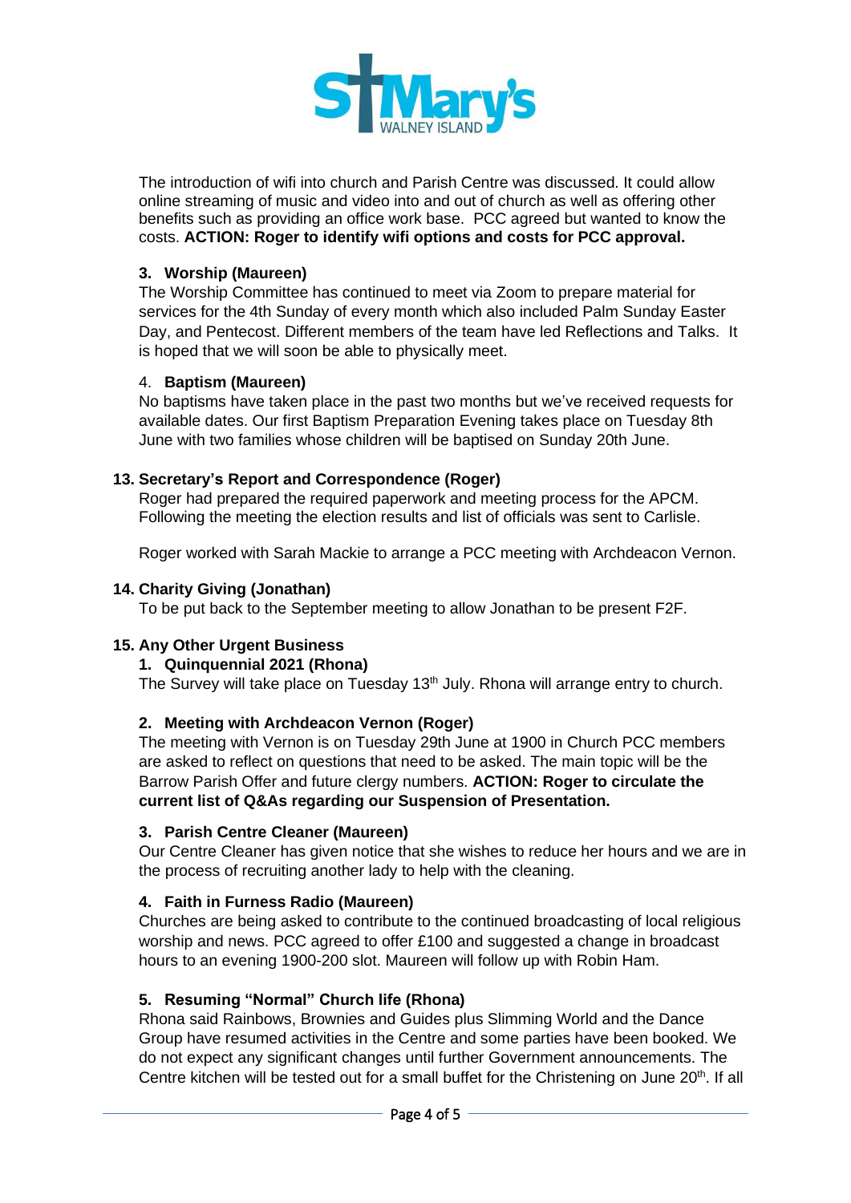The introduction of wifi into church and Parish Centre was discussed. It could allow online streaming of music and video into and out of church as well as offering other benefits such as providing an office work base. PCC agreed but wanted to know the costs. **ACTION: Roger to identify wifi options and costs for PCC approval.**

3. **Worship (Maureen)**

The Worship Committee has continued to meet via Zoom to prepare material for services for the 4th Sunday of every month which also included Palm Sunday Easter Day, and Pentecost. Different members of the team have led Reflections and Talks. It is hoped that we will soon be able to physically meet.

4. **Baptism (Maureen)**

No baptisms have taken place in the past two months but we've received requests for available dates. Our first Baptism Preparation Evening takes place on Tuesday 8th June with two families whose children will be baptised on Sunday 20th June.

**13. Secretary's Report and Correspondence (Roger)**

Roger had prepared the required paperwork and meeting process for the APCM. Following the meeting the election results and list of officials was sent to Carlisle.

Roger worked with Sarah Mackie to arrange a PCC meeting with Archdeacon Vernon.

**14. Charity Giving (Jonathan)**

To be put back to the September meeting to allow Jonathan to be present F2F.

**15. Any Other Urgent Business**

1. **Quinquennial 2021 (Rhona)**

The Survey will take place on Tuesday 13th July. Rhona will arrange entry to church.

2. **Meeting with Archdeacon Vernon (Roger)**

The meeting with Vernon is on Tuesday 29th June at 1900 in Church PCC members are asked to reflect on questions that need to be asked. The main topic will be the Barrow Parish Offer and future clergy numbers. **ACTION: Roger to circulate the current list of Q&As regarding our Suspension of Presentation.**

3. **Parish Centre Cleaner (Maureen)**

Our Centre Cleaner has given notice that she wishes to reduce her hours and we are in the process of recruiting another lady to help with the cleaning.

4. **Faith in Furness Radio (Maureen)**

Churches are being asked to contribute to the continued broadcasting of local religious worship and news. PCC agreed to offer £100 and suggested a change in broadcast hours to an evening 1900-200 slot. Maureen will follow up with Robin Ham.

5. **Resuming "Normal" Church life (Rhona)**

Rhona said Rainbows, Brownies and Guides plus Slimming World and the Dance Group have resumed activities in the Centre and some parties have been booked. We do not expect any significant changes until further Government announcements. The Centre kitchen will be tested out for a small buffet for the Christening on June 20th. If all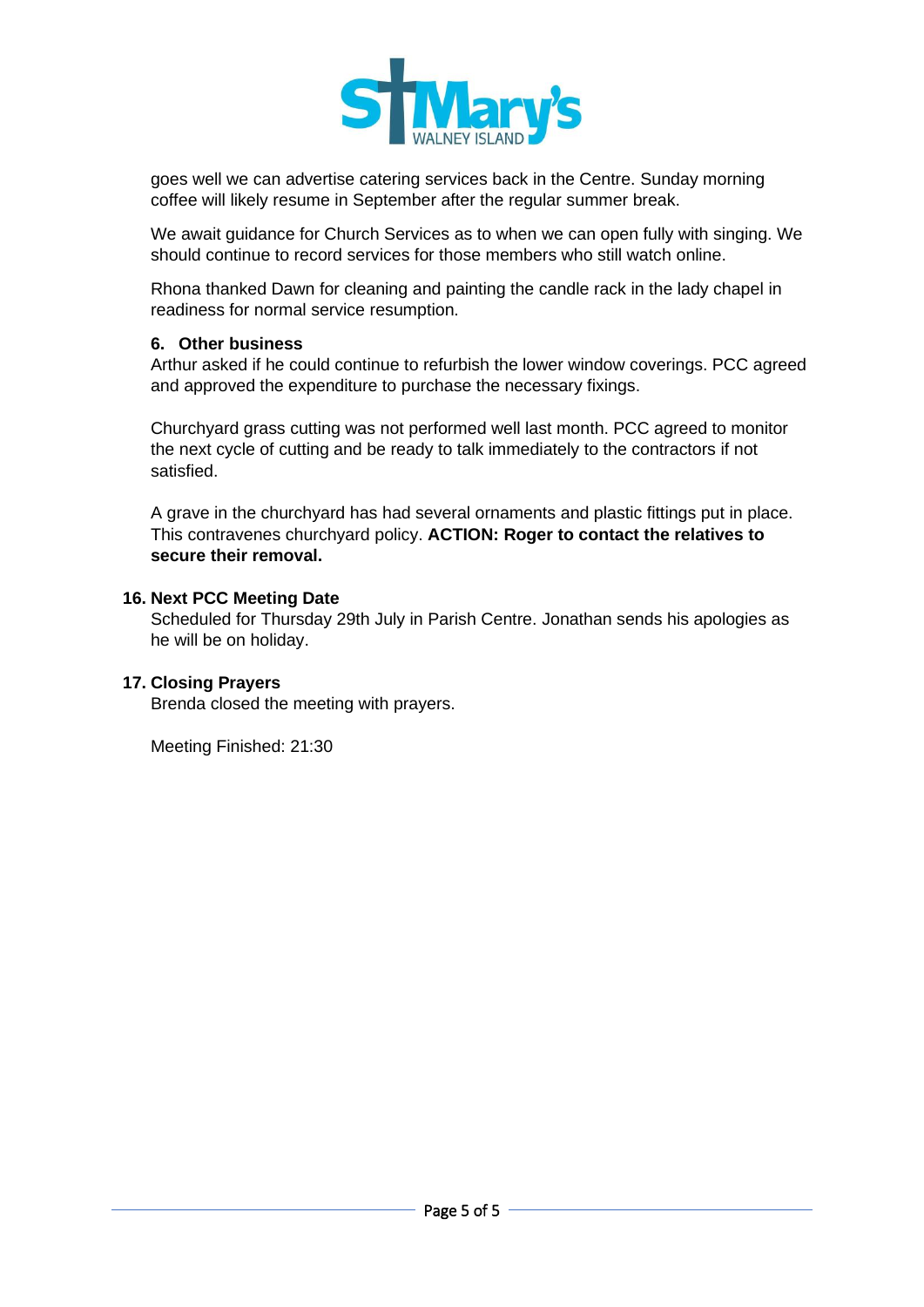goes well we can advertise catering services back in the Centre. Sunday morning coffee will likely resume in September after the regular summer break.

We await guidance for Church Services as to when we can open fully with singing. We should continue to record services for those members who still watch online.

Rhona thanked Dawn for cleaning and painting the candle rack in the lady chapel in readiness for normal service resumption.

**6. Other business**

Arthur asked if he could continue to refurbish the lower window coverings. PCC agreed and approved the expenditure to purchase the necessary fixings.

Churchyard grass cutting was not performed well last month. PCC agreed to monitor the next cycle of cutting and be ready to talk immediately to the contractors if not satisfied.

A grave in the churchyard has had several ornaments and plastic fittings put in place. This contravenes churchyard policy. **ACTION: Roger to contact the relatives to secure their removal.**

**16. Next PCC Meeting Date**

Scheduled for Thursday 29th July in Parish Centre. Jonathan sends his apologies as he will be on holiday.

**17. Closing Prayers**

Brenda closed the meeting with prayers.

Meeting Finished: 21:30